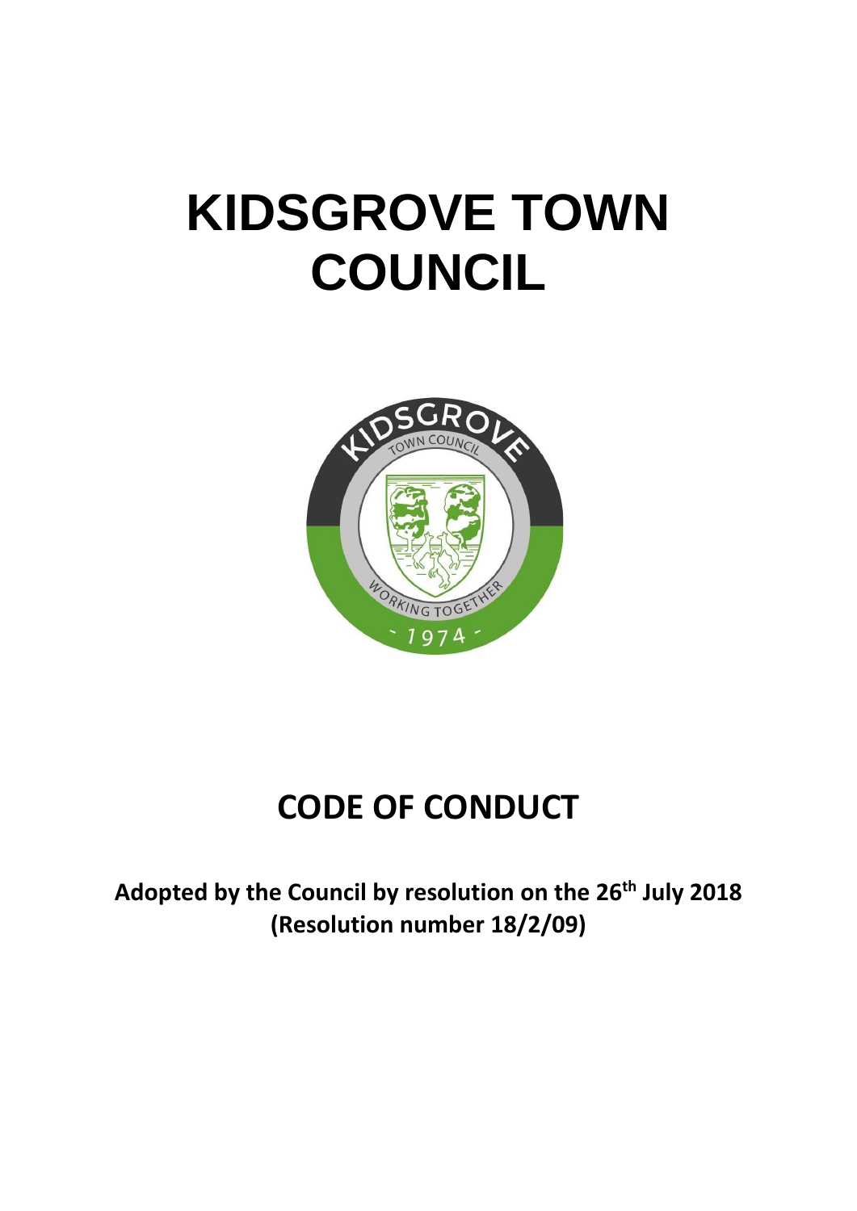# KIDSGROVE TOWN COUNCIL

## CODE OF CONDUCT

**Adopted by the Council by resolution on the 26th July 2018 (Resolution number 18/2/09)**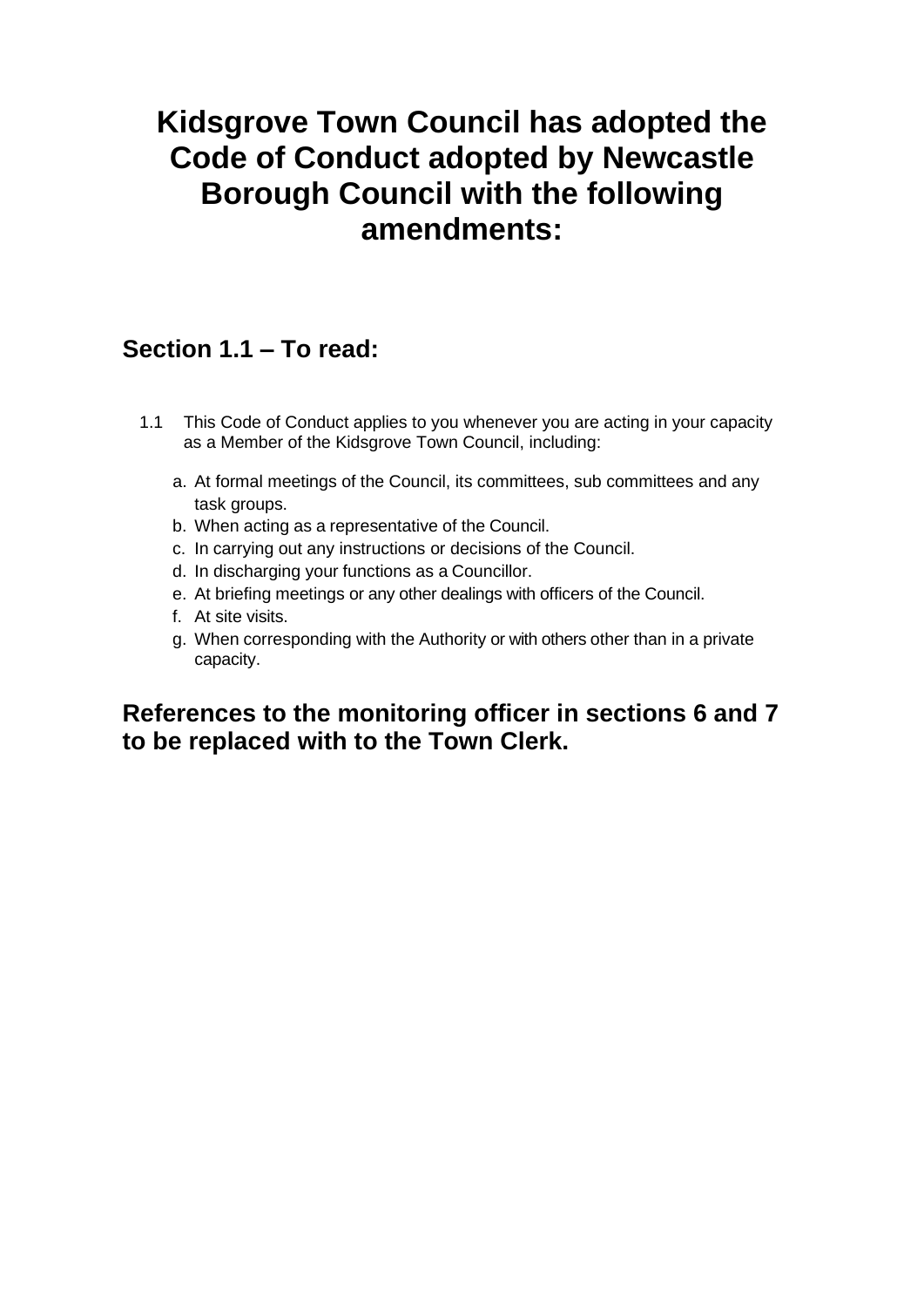# Kidsgrove Town Council has adopted the Code of Conduct adopted by Newcastle Borough Council with the following amendments:

## Section 1.1 – To read:

1.1 This Code of Conduct applies to you whenever you are acting in your capacity as a Member of the Kidsgrove Town Council, including:

a. At formal meetings of the Council, its committees, sub committees and any task groups.
b. When acting as a representative of the Council.
c. In carrying out any instructions or decisions of the Council.
d. In discharging your functions as a Councillor.
e. At briefing meetings or any other dealings with officers of the Council.
f. At site visits.
g. When corresponding with the Authority or with others other than in a private capacity.

## References to the monitoring officer in sections 6 and 7 to be replaced with to the Town Clerk.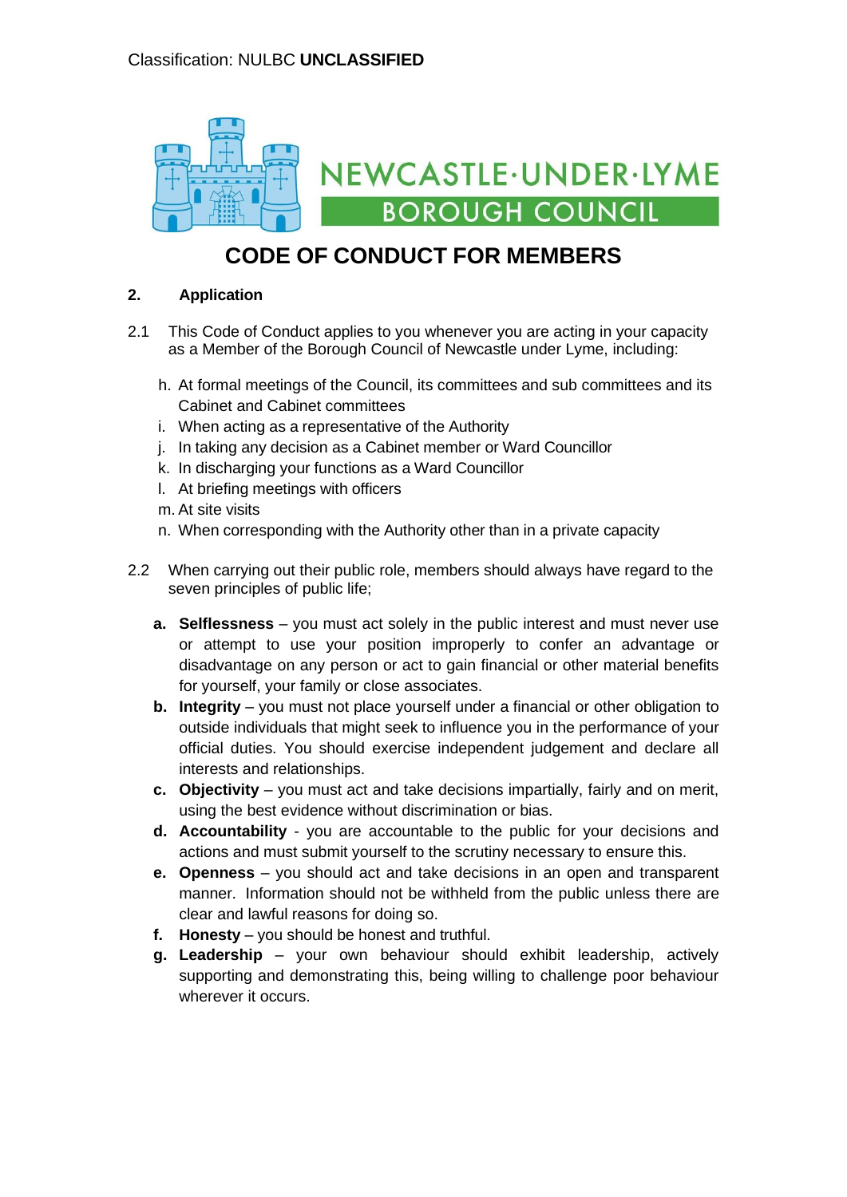Classification: NULBC **UNCLASSIFIED**

NEWCASTLE·UNDER·LYME BOROUGH COUNCIL

# CODE OF CONDUCT FOR MEMBERS

## 2. Application

2.1 This Code of Conduct applies to you whenever you are acting in your capacity as a Member of the Borough Council of Newcastle under Lyme, including:

h. At formal meetings of the Council, its committees and sub committees and its Cabinet and Cabinet committees
i. When acting as a representative of the Authority
j. In taking any decision as a Cabinet member or Ward Councillor
k. In discharging your functions as a Ward Councillor
l. At briefing meetings with officers
m. At site visits
n. When corresponding with the Authority other than in a private capacity

2.2 When carrying out their public role, members should always have regard to the seven principles of public life;

a. **Selflessness** – you must act solely in the public interest and must never use or attempt to use your position improperly to confer an advantage or disadvantage on any person or act to gain financial or other material benefits for yourself, your family or close associates.
b. **Integrity** – you must not place yourself under a financial or other obligation to outside individuals that might seek to influence you in the performance of your official duties. You should exercise independent judgement and declare all interests and relationships.
c. **Objectivity** – you must act and take decisions impartially, fairly and on merit, using the best evidence without discrimination or bias.
d. **Accountability** - you are accountable to the public for your decisions and actions and must submit yourself to the scrutiny necessary to ensure this.
e. **Openness** – you should act and take decisions in an open and transparent manner. Information should not be withheld from the public unless there are clear and lawful reasons for doing so.
f. **Honesty** – you should be honest and truthful.
g. **Leadership** – your own behaviour should exhibit leadership, actively supporting and demonstrating this, being willing to challenge poor behaviour wherever it occurs.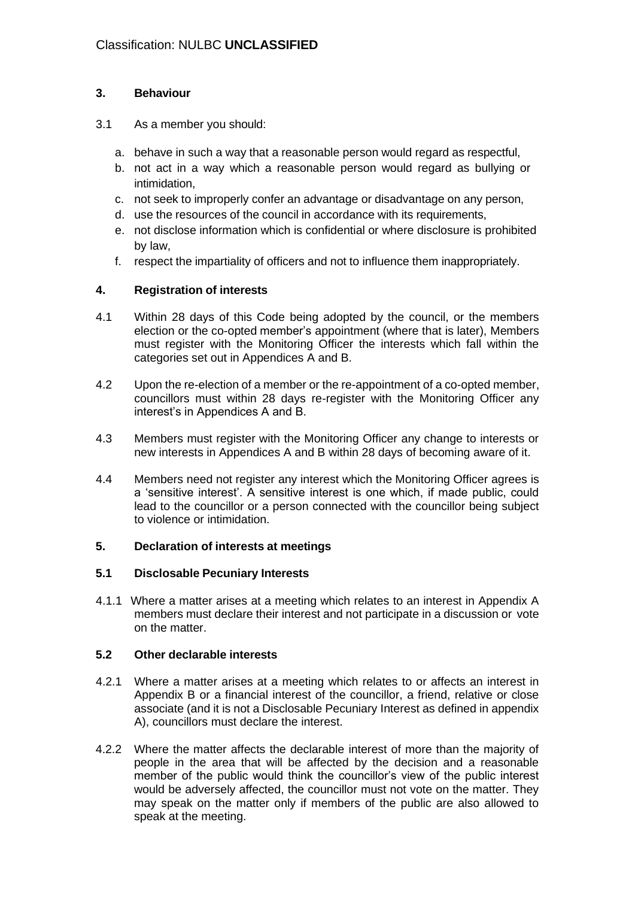## 3. Behaviour

3.1 As a member you should:

a. behave in such a way that a reasonable person would regard as respectful,
b. not act in a way which a reasonable person would regard as bullying or intimidation,
c. not seek to improperly confer an advantage or disadvantage on any person,
d. use the resources of the council in accordance with its requirements,
e. not disclose information which is confidential or where disclosure is prohibited by law,
f. respect the impartiality of officers and not to influence them inappropriately.

## 4. Registration of interests

4.1 Within 28 days of this Code being adopted by the council, or the members election or the co-opted member's appointment (where that is later), Members must register with the Monitoring Officer the interests which fall within the categories set out in Appendices A and B.

4.2 Upon the re-election of a member or the re-appointment of a co-opted member, councillors must within 28 days re-register with the Monitoring Officer any interest's in Appendices A and B.

4.3 Members must register with the Monitoring Officer any change to interests or new interests in Appendices A and B within 28 days of becoming aware of it.

4.4 Members need not register any interest which the Monitoring Officer agrees is a 'sensitive interest'. A sensitive interest is one which, if made public, could lead to the councillor or a person connected with the councillor being subject to violence or intimidation.

## 5. Declaration of interests at meetings

### 5.1 Disclosable Pecuniary Interests

4.1.1 Where a matter arises at a meeting which relates to an interest in Appendix A members must declare their interest and not participate in a discussion or vote on the matter.

### 5.2 Other declarable interests

4.2.1 Where a matter arises at a meeting which relates to or affects an interest in Appendix B or a financial interest of the councillor, a friend, relative or close associate (and it is not a Disclosable Pecuniary Interest as defined in appendix A), councillors must declare the interest.

4.2.2 Where the matter affects the declarable interest of more than the majority of people in the area that will be affected by the decision and a reasonable member of the public would think the councillor's view of the public interest would be adversely affected, the councillor must not vote on the matter. They may speak on the matter only if members of the public are also allowed to speak at the meeting.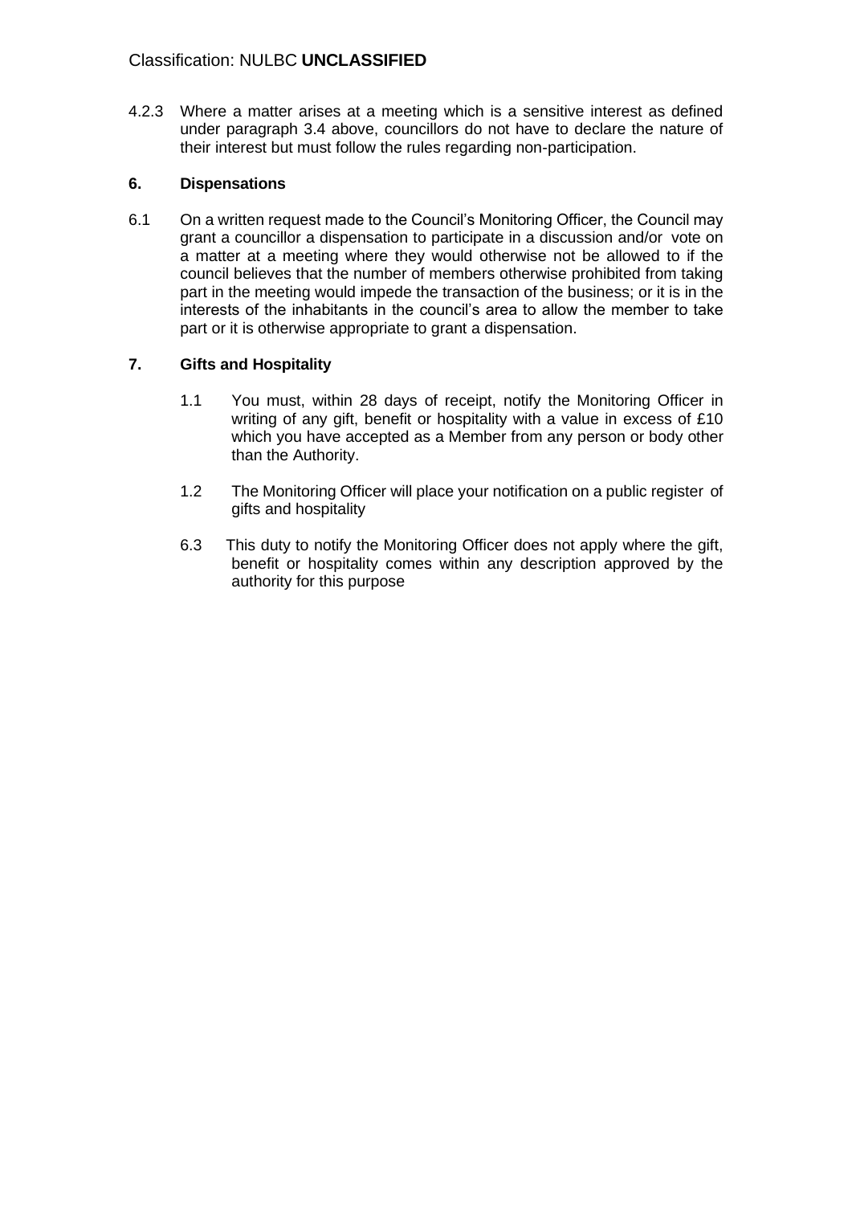4.2.3 Where a matter arises at a meeting which is a sensitive interest as defined under paragraph 3.4 above, councillors do not have to declare the nature of their interest but must follow the rules regarding non-participation.

## 6. Dispensations

6.1 On a written request made to the Council's Monitoring Officer, the Council may grant a councillor a dispensation to participate in a discussion and/or vote on a matter at a meeting where they would otherwise not be allowed to if the council believes that the number of members otherwise prohibited from taking part in the meeting would impede the transaction of the business; or it is in the interests of the inhabitants in the council's area to allow the member to take part or it is otherwise appropriate to grant a dispensation.

## 7. Gifts and Hospitality

1.1 You must, within 28 days of receipt, notify the Monitoring Officer in writing of any gift, benefit or hospitality with a value in excess of £10 which you have accepted as a Member from any person or body other than the Authority.

1.2 The Monitoring Officer will place your notification on a public register of gifts and hospitality

6.3 This duty to notify the Monitoring Officer does not apply where the gift, benefit or hospitality comes within any description approved by the authority for this purpose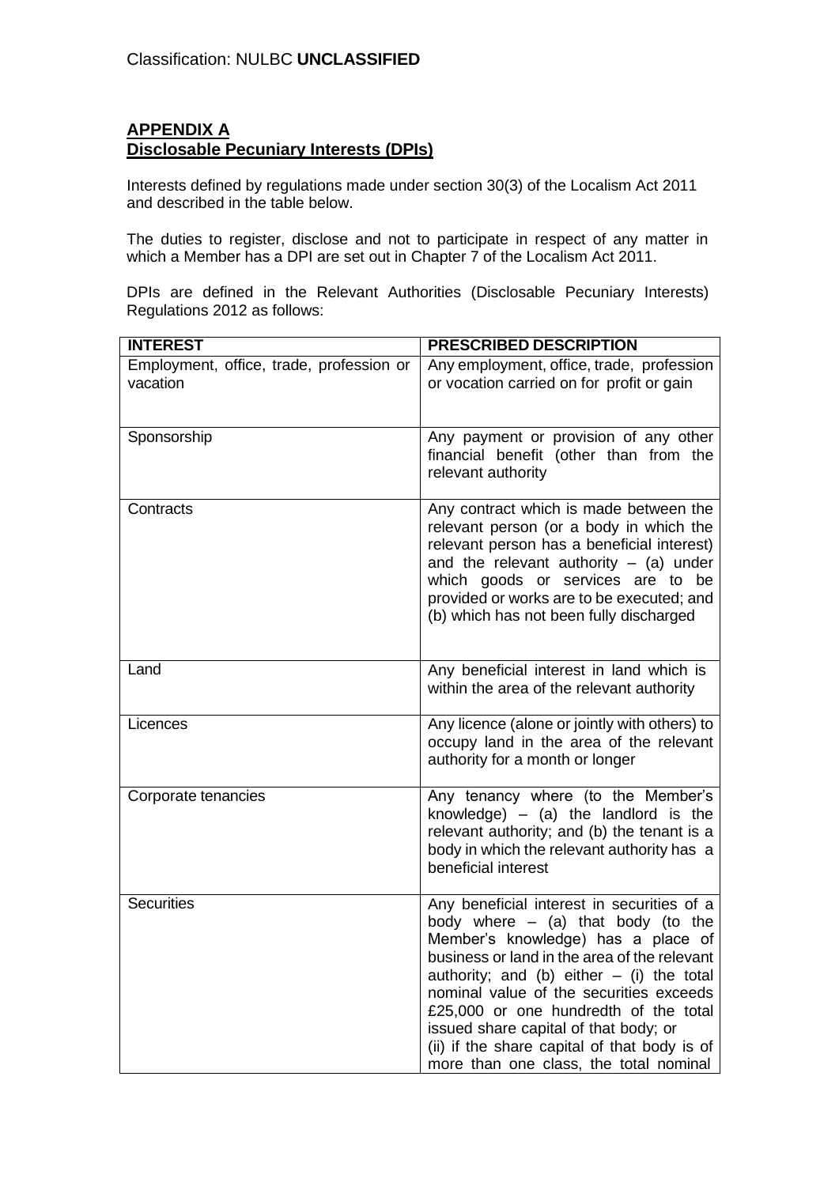Classification: NULBC **UNCLASSIFIED**

## APPENDIX A
## Disclosable Pecuniary Interests (DPIs)

Interests defined by regulations made under section 30(3) of the Localism Act 2011 and described in the table below.

The duties to register, disclose and not to participate in respect of any matter in which a Member has a DPI are set out in Chapter 7 of the Localism Act 2011.

DPIs are defined in the Relevant Authorities (Disclosable Pecuniary Interests) Regulations 2012 as follows:

| INTEREST | PRESCRIBED DESCRIPTION |
|---|---|
| Employment, office, trade, profession or vacation | Any employment, office, trade, profession or vocation carried on for profit or gain |
| Sponsorship | Any payment or provision of any other financial benefit (other than from the relevant authority |
| Contracts | Any contract which is made between the relevant person (or a body in which the relevant person has a beneficial interest) and the relevant authority – (a) under which goods or services are to be provided or works are to be executed; and (b) which has not been fully discharged |
| Land | Any beneficial interest in land which is within the area of the relevant authority |
| Licences | Any licence (alone or jointly with others) to occupy land in the area of the relevant authority for a month or longer |
| Corporate tenancies | Any tenancy where (to the Member's knowledge) – (a) the landlord is the relevant authority; and (b) the tenant is a body in which the relevant authority has a beneficial interest |
| Securities | Any beneficial interest in securities of a body where – (a) that body (to the Member's knowledge) has a place of business or land in the area of the relevant authority; and (b) either – (i) the total nominal value of the securities exceeds £25,000 or one hundredth of the total issued share capital of that body; or (ii) if the share capital of that body is of more than one class, the total nominal |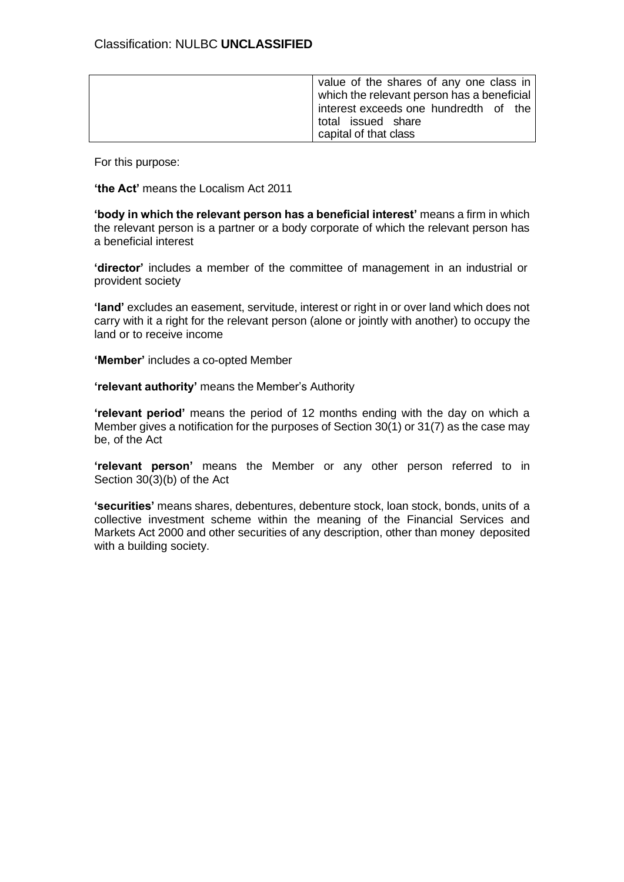| | |
|---|---|
| | value of the shares of any one class in which the relevant person has a beneficial interest exceeds one hundredth of the total issued share capital of that class |

For this purpose:

**'the Act'** means the Localism Act 2011

**'body in which the relevant person has a beneficial interest'** means a firm in which the relevant person is a partner or a body corporate of which the relevant person has a beneficial interest

**'director'** includes a member of the committee of management in an industrial or provident society

**'land'** excludes an easement, servitude, interest or right in or over land which does not carry with it a right for the relevant person (alone or jointly with another) to occupy the land or to receive income

**'Member'** includes a co-opted Member

**'relevant authority'** means the Member's Authority

**'relevant period'** means the period of 12 months ending with the day on which a Member gives a notification for the purposes of Section 30(1) or 31(7) as the case may be, of the Act

**'relevant person'** means the Member or any other person referred to in Section 30(3)(b) of the Act

**'securities'** means shares, debentures, debenture stock, loan stock, bonds, units of a collective investment scheme within the meaning of the Financial Services and Markets Act 2000 and other securities of any description, other than money deposited with a building society.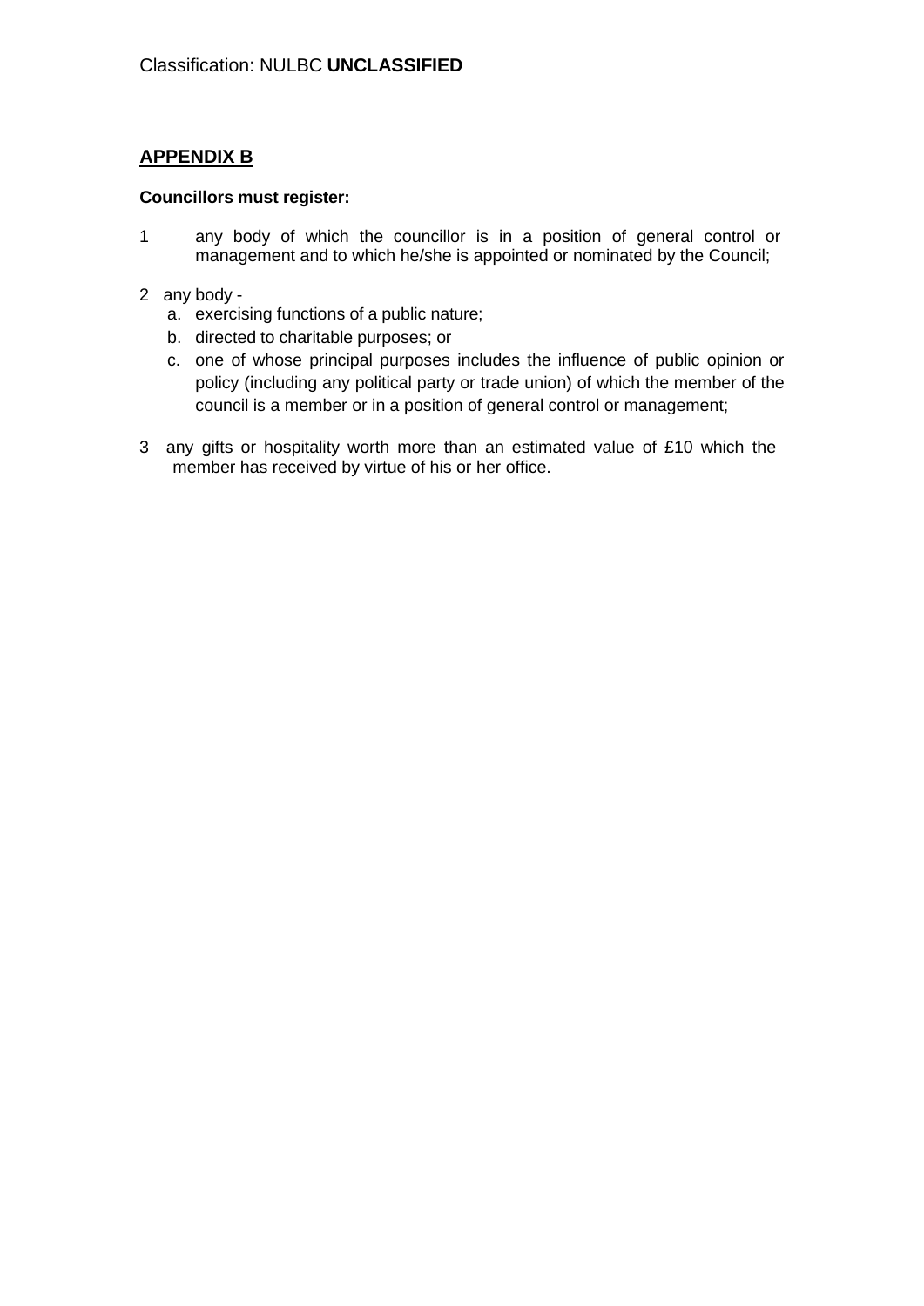## APPENDIX B

**Councillors must register:**

1. any body of which the councillor is in a position of general control or management and to which he/she is appointed or nominated by the Council;

2. any body -
   a. exercising functions of a public nature;
   b. directed to charitable purposes; or
   c. one of whose principal purposes includes the influence of public opinion or policy (including any political party or trade union) of which the member of the council is a member or in a position of general control or management;

3. any gifts or hospitality worth more than an estimated value of £10 which the member has received by virtue of his or her office.